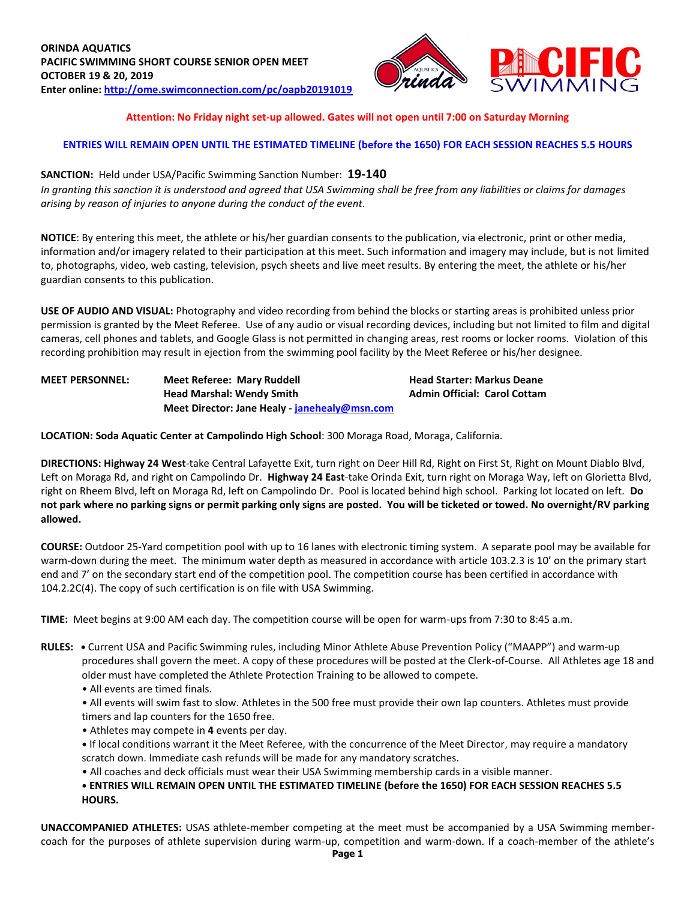**ORINDA AQUATICS**
**PACIFIC SWIMMING SHORT COURSE SENIOR OPEN MEET**
**OCTOBER 19 & 20, 2019**
**Enter online: [http://ome.swimconnection.com/pc/oapb20191019](http://ome.swimconnection.com/pc/oapb20191019)**

**Attention: No Friday night set-up allowed. Gates will not open until 7:00 on Saturday Morning**

**ENTRIES WILL REMAIN OPEN UNTIL THE ESTIMATED TIMELINE (before the 1650) FOR EACH SESSION REACHES 5.5 HOURS**

**SANCTION:** Held under USA/Pacific Swimming Sanction Number: **19-140**
*In granting this sanction it is understood and agreed that USA Swimming shall be free from any liabilities or claims for damages arising by reason of injuries to anyone during the conduct of the event.*

**NOTICE**: By entering this meet, the athlete or his/her guardian consents to the publication, via electronic, print or other media, information and/or imagery related to their participation at this meet. Such information and imagery may include, but is not limited to, photographs, video, web casting, television, psych sheets and live meet results. By entering the meet, the athlete or his/her guardian consents to this publication.

**USE OF AUDIO AND VISUAL:** Photography and video recording from behind the blocks or starting areas is prohibited unless prior permission is granted by the Meet Referee. Use of any audio or visual recording devices, including but not limited to film and digital cameras, cell phones and tablets, and Google Glass is not permitted in changing areas, rest rooms or locker rooms. Violation of this recording prohibition may result in ejection from the swimming pool facility by the Meet Referee or his/her designee.

**MEET PERSONNEL:**
**Meet Referee: Mary Ruddell**
**Head Starter: Markus Deane**
**Head Marshal: Wendy Smith**
**Admin Official: Carol Cottam**
**Meet Director: Jane Healy - [janehealy@msn.com](mailto:janehealy@msn.com)**

**LOCATION: Soda Aquatic Center at Campolindo High School**: 300 Moraga Road, Moraga, California.

**DIRECTIONS: Highway 24 West**-take Central Lafayette Exit, turn right on Deer Hill Rd, Right on First St, Right on Mount Diablo Blvd, Left on Moraga Rd, and right on Campolindo Dr. **Highway 24 East**-take Orinda Exit, turn right on Moraga Way, left on Glorietta Blvd, right on Rheem Blvd, left on Moraga Rd, left on Campolindo Dr. Pool is located behind high school. Parking lot located on left. **Do not park where no parking signs or permit parking only signs are posted. You will be ticketed or towed. No overnight/RV parking allowed.**

**COURSE:** Outdoor 25-Yard competition pool with up to 16 lanes with electronic timing system. A separate pool may be available for warm-down during the meet. The minimum water depth as measured in accordance with article 103.2.3 is 10' on the primary start end and 7' on the secondary start end of the competition pool. The competition course has been certified in accordance with 104.2.2C(4). The copy of such certification is on file with USA Swimming.

**TIME:** Meet begins at 9:00 AM each day. The competition course will be open for warm-ups from 7:30 to 8:45 a.m.

**RULES:**
- Current USA and Pacific Swimming rules, including Minor Athlete Abuse Prevention Policy ("MAAPP") and warm-up procedures shall govern the meet. A copy of these procedures will be posted at the Clerk-of-Course. All Athletes age 18 and older must have completed the Athlete Protection Training to be allowed to compete.
- All events are timed finals.
- All events will swim fast to slow. Athletes in the 500 free must provide their own lap counters. Athletes must provide timers and lap counters for the 1650 free.
- Athletes may compete in **4** events per day.
- If local conditions warrant it the Meet Referee, with the concurrence of the Meet Director, may require a mandatory scratch down. Immediate cash refunds will be made for any mandatory scratches.
- All coaches and deck officials must wear their USA Swimming membership cards in a visible manner.
- **ENTRIES WILL REMAIN OPEN UNTIL THE ESTIMATED TIMELINE (before the 1650) FOR EACH SESSION REACHES 5.5 HOURS.**

**UNACCOMPANIED ATHLETES:** USAS athlete-member competing at the meet must be accompanied by a USA Swimming member-coach for the purposes of athlete supervision during warm-up, competition and warm-down. If a coach-member of the athlete's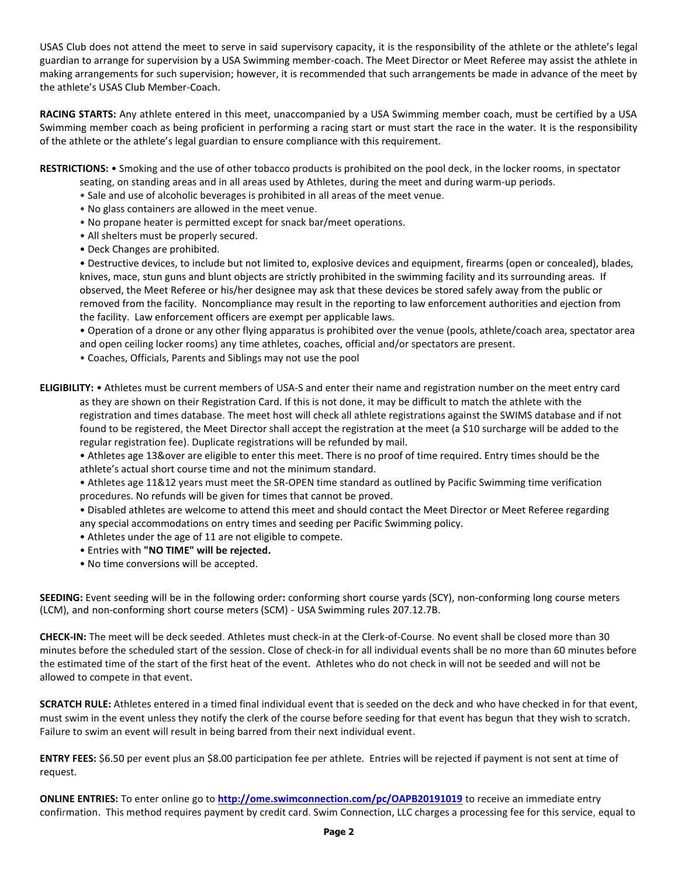USAS Club does not attend the meet to serve in said supervisory capacity, it is the responsibility of the athlete or the athlete's legal guardian to arrange for supervision by a USA Swimming member-coach. The Meet Director or Meet Referee may assist the athlete in making arrangements for such supervision; however, it is recommended that such arrangements be made in advance of the meet by the athlete's USAS Club Member-Coach.

**RACING STARTS:** Any athlete entered in this meet, unaccompanied by a USA Swimming member coach, must be certified by a USA Swimming member coach as being proficient in performing a racing start or must start the race in the water. It is the responsibility of the athlete or the athlete's legal guardian to ensure compliance with this requirement.

**RESTRICTIONS:** • Smoking and the use of other tobacco products is prohibited on the pool deck, in the locker rooms, in spectator seating, on standing areas and in all areas used by Athletes, during the meet and during warm-up periods.

- Sale and use of alcoholic beverages is prohibited in all areas of the meet venue.
- No glass containers are allowed in the meet venue.
- No propane heater is permitted except for snack bar/meet operations.
- All shelters must be properly secured.
- Deck Changes are prohibited.
- Destructive devices, to include but not limited to, explosive devices and equipment, firearms (open or concealed), blades, knives, mace, stun guns and blunt objects are strictly prohibited in the swimming facility and its surrounding areas. If observed, the Meet Referee or his/her designee may ask that these devices be stored safely away from the public or removed from the facility. Noncompliance may result in the reporting to law enforcement authorities and ejection from the facility. Law enforcement officers are exempt per applicable laws.
- Operation of a drone or any other flying apparatus is prohibited over the venue (pools, athlete/coach area, spectator area and open ceiling locker rooms) any time athletes, coaches, official and/or spectators are present.
- Coaches, Officials, Parents and Siblings may not use the pool

**ELIGIBILITY:** • Athletes must be current members of USA-S and enter their name and registration number on the meet entry card as they are shown on their Registration Card. If this is not done, it may be difficult to match the athlete with the registration and times database. The meet host will check all athlete registrations against the SWIMS database and if not found to be registered, the Meet Director shall accept the registration at the meet (a $10 surcharge will be added to the regular registration fee). Duplicate registrations will be refunded by mail.

- Athletes age 13&over are eligible to enter this meet. There is no proof of time required. Entry times should be the athlete's actual short course time and not the minimum standard.
- Athletes age 11&12 years must meet the SR-OPEN time standard as outlined by Pacific Swimming time verification procedures. No refunds will be given for times that cannot be proved.
- Disabled athletes are welcome to attend this meet and should contact the Meet Director or Meet Referee regarding any special accommodations on entry times and seeding per Pacific Swimming policy.
- Athletes under the age of 11 are not eligible to compete.
- Entries with **"NO TIME" will be rejected.**
- No time conversions will be accepted.

**SEEDING:** Event seeding will be in the following order**:** conforming short course yards (SCY), non-conforming long course meters (LCM), and non-conforming short course meters (SCM) - USA Swimming rules 207.12.7B.

**CHECK-IN:** The meet will be deck seeded. Athletes must check-in at the Clerk-of-Course. No event shall be closed more than 30 minutes before the scheduled start of the session. Close of check-in for all individual events shall be no more than 60 minutes before the estimated time of the start of the first heat of the event. Athletes who do not check in will not be seeded and will not be allowed to compete in that event.

**SCRATCH RULE:** Athletes entered in a timed final individual event that is seeded on the deck and who have checked in for that event, must swim in the event unless they notify the clerk of the course before seeding for that event has begun that they wish to scratch. Failure to swim an event will result in being barred from their next individual event.

**ENTRY FEES:** $6.50 per event plus an $8.00 participation fee per athlete. Entries will be rejected if payment is not sent at time of request.

**ONLINE ENTRIES:** To enter online go to **http://ome.swimconnection.com/pc/OAPB20191019** to receive an immediate entry confirmation. This method requires payment by credit card. Swim Connection, LLC charges a processing fee for this service, equal to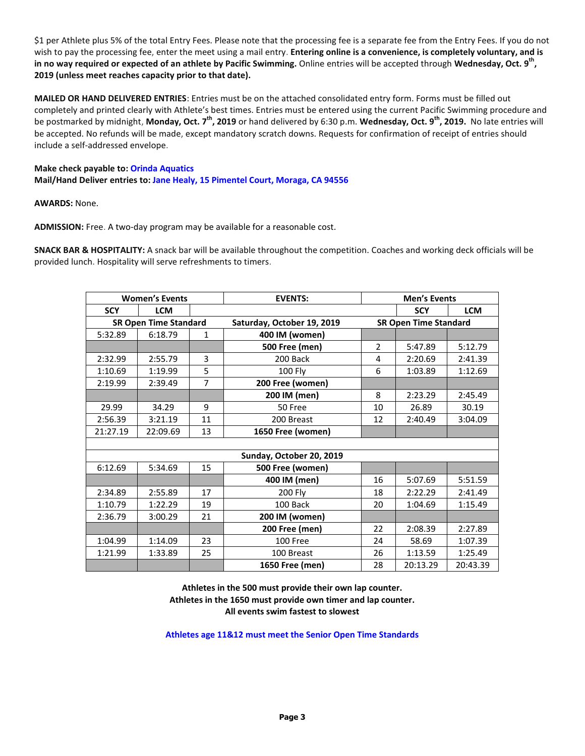$1 per Athlete plus 5% of the total Entry Fees. Please note that the processing fee is a separate fee from the Entry Fees. If you do not wish to pay the processing fee, enter the meet using a mail entry. **Entering online is a convenience, is completely voluntary, and is in no way required or expected of an athlete by Pacific Swimming.** Online entries will be accepted through **Wednesday, Oct. 9th, 2019 (unless meet reaches capacity prior to that date).**

**MAILED OR HAND DELIVERED ENTRIES**: Entries must be on the attached consolidated entry form. Forms must be filled out completely and printed clearly with Athlete's best times. Entries must be entered using the current Pacific Swimming procedure and be postmarked by midnight, **Monday, Oct. 7th, 2019** or hand delivered by 6:30 p.m. **Wednesday, Oct. 9th, 2019.** No late entries will be accepted. No refunds will be made, except mandatory scratch downs. Requests for confirmation of receipt of entries should include a self-addressed envelope.

**Make check payable to: Orinda Aquatics**
**Mail/Hand Deliver entries to: Jane Healy, 15 Pimentel Court, Moraga, CA 94556**

**AWARDS:** None.

**ADMISSION:** Free. A two-day program may be available for a reasonable cost.

**SNACK BAR & HOSPITALITY:** A snack bar will be available throughout the competition. Coaches and working deck officials will be provided lunch. Hospitality will serve refreshments to timers.

| Women's Events | | | EVENTS: | Men's Events | | |
|---|---|---|---|---|---|---|
| SCY | LCM | | | | SCY | LCM |
| SR Open Time Standard | | | Saturday, October 19, 2019 | SR Open Time Standard | | |
| 5:32.89 | 6:18.79 | 1 | **400 IM (women)** | | | |
| | | | **500 Free (men)** | 2 | 5:47.89 | 5:12.79 |
| 2:32.99 | 2:55.79 | 3 | 200 Back | 4 | 2:20.69 | 2:41.39 |
| 1:10.69 | 1:19.99 | 5 | 100 Fly | 6 | 1:03.89 | 1:12.69 |
| 2:19.99 | 2:39.49 | 7 | **200 Free (women)** | | | |
| | | | **200 IM (men)** | 8 | 2:23.29 | 2:45.49 |
| 29.99 | 34.29 | 9 | 50 Free | 10 | 26.89 | 30.19 |
| 2:56.39 | 3:21.19 | 11 | 200 Breast | 12 | 2:40.49 | 3:04.09 |
| 21:27.19 | 22:09.69 | 13 | **1650 Free (women)** | | | |
| | | | | | | |
| | | | **Sunday, October 20, 2019** | | | |
| 6:12.69 | 5:34.69 | 15 | **500 Free (women)** | | | |
| | | | **400 IM (men)** | 16 | 5:07.69 | 5:51.59 |
| 2:34.89 | 2:55.89 | 17 | 200 Fly | 18 | 2:22.29 | 2:41.49 |
| 1:10.79 | 1:22.29 | 19 | 100 Back | 20 | 1:04.69 | 1:15.49 |
| 2:36.79 | 3:00.29 | 21 | **200 IM (women)** | | | |
| | | | **200 Free (men)** | 22 | 2:08.39 | 2:27.89 |
| 1:04.99 | 1:14.09 | 23 | 100 Free | 24 | 58.69 | 1:07.39 |
| 1:21.99 | 1:33.89 | 25 | 100 Breast | 26 | 1:13.59 | 1:25.49 |
| | | | **1650 Free (men)** | 28 | 20:13.29 | 20:43.39 |

**Athletes in the 500 must provide their own lap counter.**
**Athletes in the 1650 must provide own timer and lap counter.**
**All events swim fastest to slowest**

**Athletes age 11&12 must meet the Senior Open Time Standards**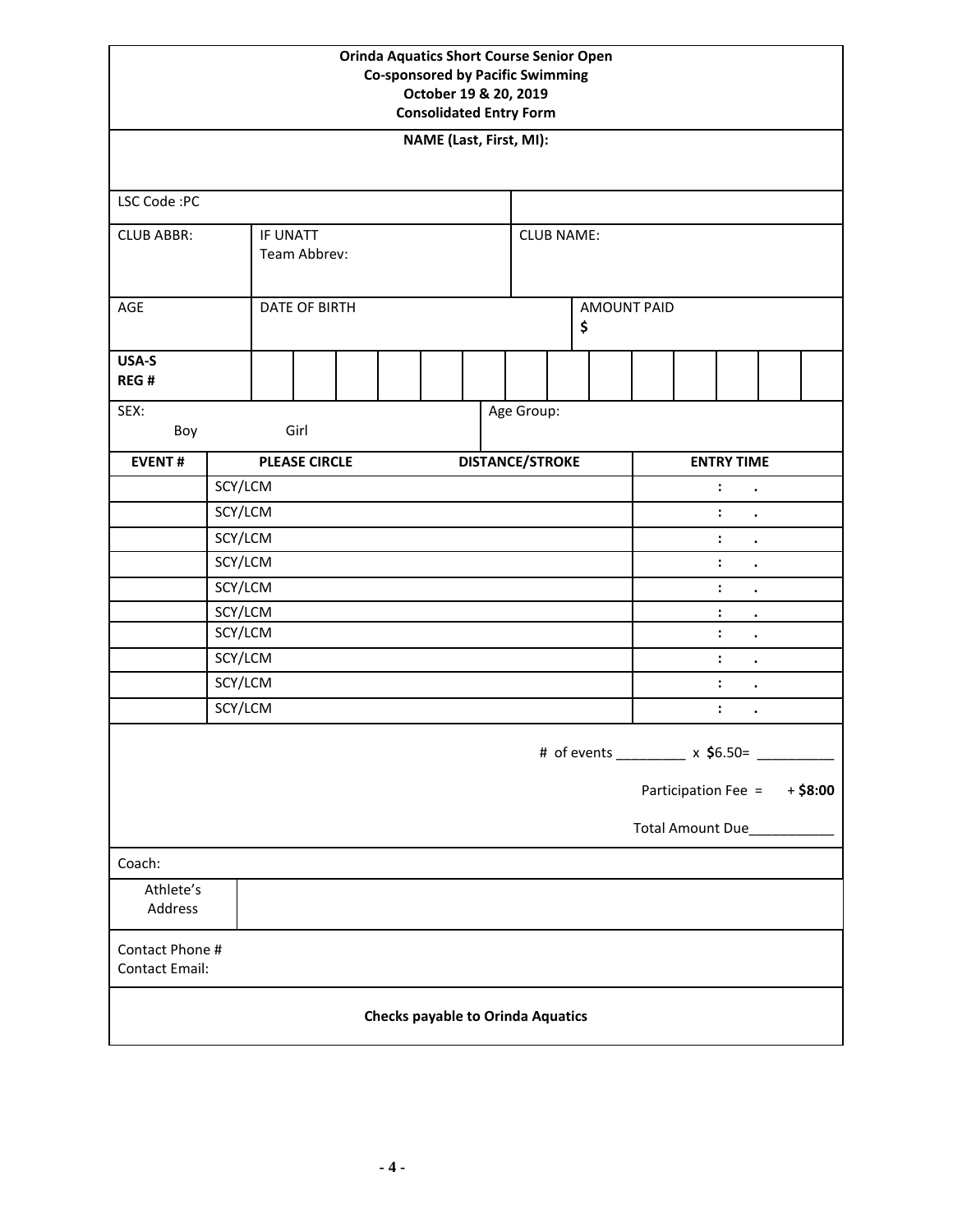**Orinda Aquatics Short Course Senior Open**
**Co-sponsored by Pacific Swimming**
**October 19 & 20, 2019**
**Consolidated Entry Form**

**NAME (Last, First, MI):**

| | |
|---|---|
| LSC Code :PC | |

| | | |
|---|---|---|
| CLUB ABBR: | IF UNATT Team Abbrev: | CLUB NAME: |

| | | |
|---|---|---|
| AGE | DATE OF BIRTH | AMOUNT PAID $ |

| | | | | | | | | | | | | | |
|---|---|---|---|---|---|---|---|---|---|---|---|---|---|
| **USA-S REG #** | | | | | | | | | | | | | |

| | |
|---|---|
| SEX: Boy Girl | Age Group: |

| EVENT # | PLEASE CIRCLE | DISTANCE/STROKE | ENTRY TIME |
|---|---|---|---|
| | SCY/LCM | | : . |
| | SCY/LCM | | : . |
| | SCY/LCM | | : . |
| | SCY/LCM | | : . |
| | SCY/LCM | | : . |
| | SCY/LCM | | : . |
| | SCY/LCM | | : . |
| | SCY/LCM | | : . |
| | SCY/LCM | | : . |
| | SCY/LCM | | : . |

# of events _________ x **$**6.50= __________

Participation Fee = + **$8:00**

Total Amount Due___________

Coach:

| | |
|---|---|
| Athlete's Address | |

Contact Phone #
Contact Email:

**Checks payable to Orinda Aquatics**